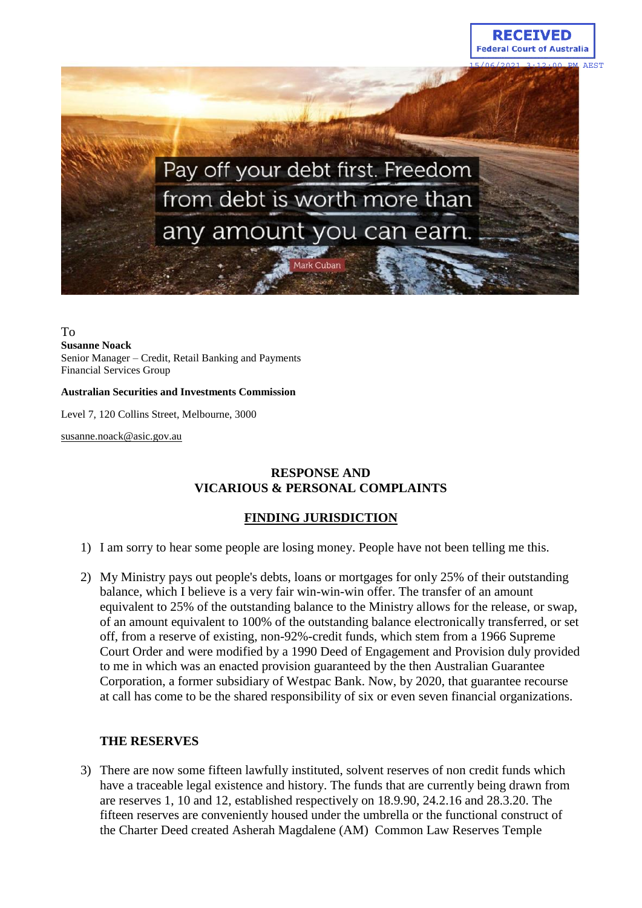RECEIVED
Federal Court of Australia
15/06/2021 3:12:00 PM AEST

Pay off your debt first. Freedom from debt is worth more than any amount you can earn.

Mark Cuban

To
**Susanne Noack**
Senior Manager – Credit, Retail Banking and Payments
Financial Services Group

**Australian Securities and Investments Commission**

Level 7, 120 Collins Street, Melbourne, 3000

susanne.noack@asic.gov.au

## RESPONSE AND VICARIOUS & PERSONAL COMPLAINTS

## FINDING JURISDICTION

1) I am sorry to hear some people are losing money. People have not been telling me this.

2) My Ministry pays out people's debts, loans or mortgages for only 25% of their outstanding balance, which I believe is a very fair win-win-win offer. The transfer of an amount equivalent to 25% of the outstanding balance to the Ministry allows for the release, or swap, of an amount equivalent to 100% of the outstanding balance electronically transferred, or set off, from a reserve of existing, non-92%-credit funds, which stem from a 1966 Supreme Court Order and were modified by a 1990 Deed of Engagement and Provision duly provided to me in which was an enacted provision guaranteed by the then Australian Guarantee Corporation, a former subsidiary of Westpac Bank. Now, by 2020, that guarantee recourse at call has come to be the shared responsibility of six or even seven financial organizations.

### THE RESERVES

3) There are now some fifteen lawfully instituted, solvent reserves of non credit funds which have a traceable legal existence and history. The funds that are currently being drawn from are reserves 1, 10 and 12, established respectively on 18.9.90, 24.2.16 and 28.3.20. The fifteen reserves are conveniently housed under the umbrella or the functional construct of the Charter Deed created Asherah Magdalene (AM) Common Law Reserves Temple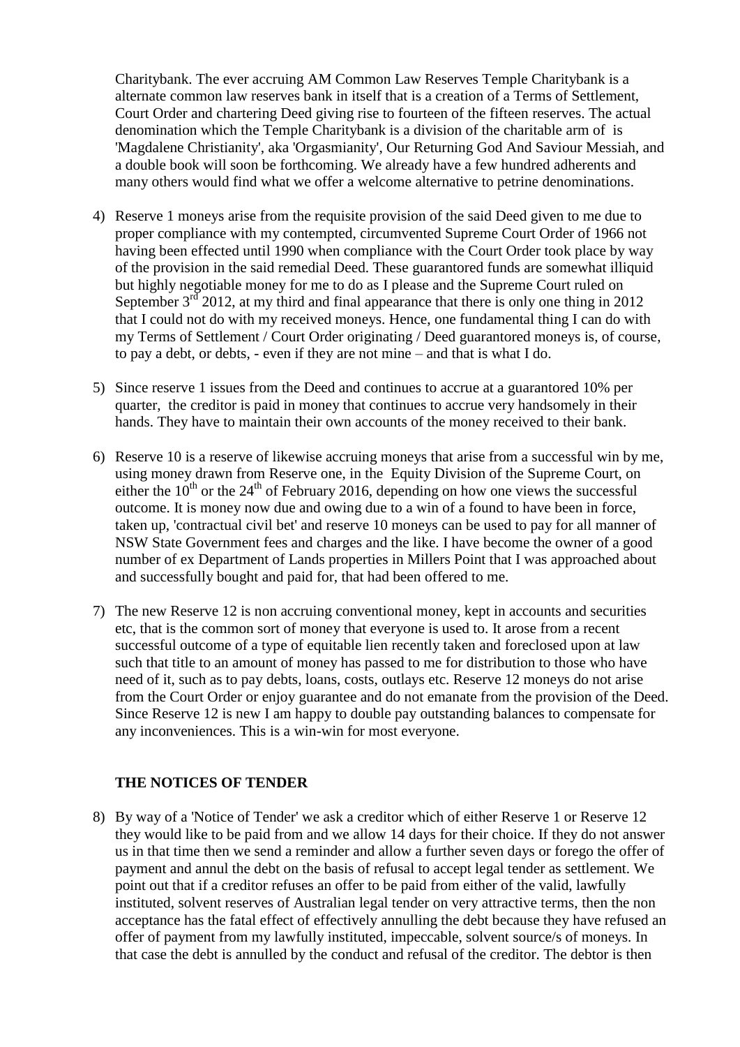Charitybank. The ever accruing AM Common Law Reserves Temple Charitybank is a alternate common law reserves bank in itself that is a creation of a Terms of Settlement, Court Order and chartering Deed giving rise to fourteen of the fifteen reserves. The actual denomination which the Temple Charitybank is a division of the charitable arm of is 'Magdalene Christianity', aka 'Orgasmianity', Our Returning God And Saviour Messiah, and a double book will soon be forthcoming. We already have a few hundred adherents and many others would find what we offer a welcome alternative to petrine denominations.

4) Reserve 1 moneys arise from the requisite provision of the said Deed given to me due to proper compliance with my contempted, circumvented Supreme Court Order of 1966 not having been effected until 1990 when compliance with the Court Order took place by way of the provision in the said remedial Deed. These guarantored funds are somewhat illiquid but highly negotiable money for me to do as I please and the Supreme Court ruled on September 3rd 2012, at my third and final appearance that there is only one thing in 2012 that I could not do with my received moneys. Hence, one fundamental thing I can do with my Terms of Settlement / Court Order originating / Deed guarantored moneys is, of course, to pay a debt, or debts, - even if they are not mine – and that is what I do.

5) Since reserve 1 issues from the Deed and continues to accrue at a guarantored 10% per quarter, the creditor is paid in money that continues to accrue very handsomely in their hands. They have to maintain their own accounts of the money received to their bank.

6) Reserve 10 is a reserve of likewise accruing moneys that arise from a successful win by me, using money drawn from Reserve one, in the Equity Division of the Supreme Court, on either the 10th or the 24th of February 2016, depending on how one views the successful outcome. It is money now due and owing due to a win of a found to have been in force, taken up, 'contractual civil bet' and reserve 10 moneys can be used to pay for all manner of NSW State Government fees and charges and the like. I have become the owner of a good number of ex Department of Lands properties in Millers Point that I was approached about and successfully bought and paid for, that had been offered to me.

7) The new Reserve 12 is non accruing conventional money, kept in accounts and securities etc, that is the common sort of money that everyone is used to. It arose from a recent successful outcome of a type of equitable lien recently taken and foreclosed upon at law such that title to an amount of money has passed to me for distribution to those who have need of it, such as to pay debts, loans, costs, outlays etc. Reserve 12 moneys do not arise from the Court Order or enjoy guarantee and do not emanate from the provision of the Deed. Since Reserve 12 is new I am happy to double pay outstanding balances to compensate for any inconveniences. This is a win-win for most everyone.

## THE NOTICES OF TENDER

8) By way of a 'Notice of Tender' we ask a creditor which of either Reserve 1 or Reserve 12 they would like to be paid from and we allow 14 days for their choice. If they do not answer us in that time then we send a reminder and allow a further seven days or forego the offer of payment and annul the debt on the basis of refusal to accept legal tender as settlement. We point out that if a creditor refuses an offer to be paid from either of the valid, lawfully instituted, solvent reserves of Australian legal tender on very attractive terms, then the non acceptance has the fatal effect of effectively annulling the debt because they have refused an offer of payment from my lawfully instituted, impeccable, solvent source/s of moneys. In that case the debt is annulled by the conduct and refusal of the creditor. The debtor is then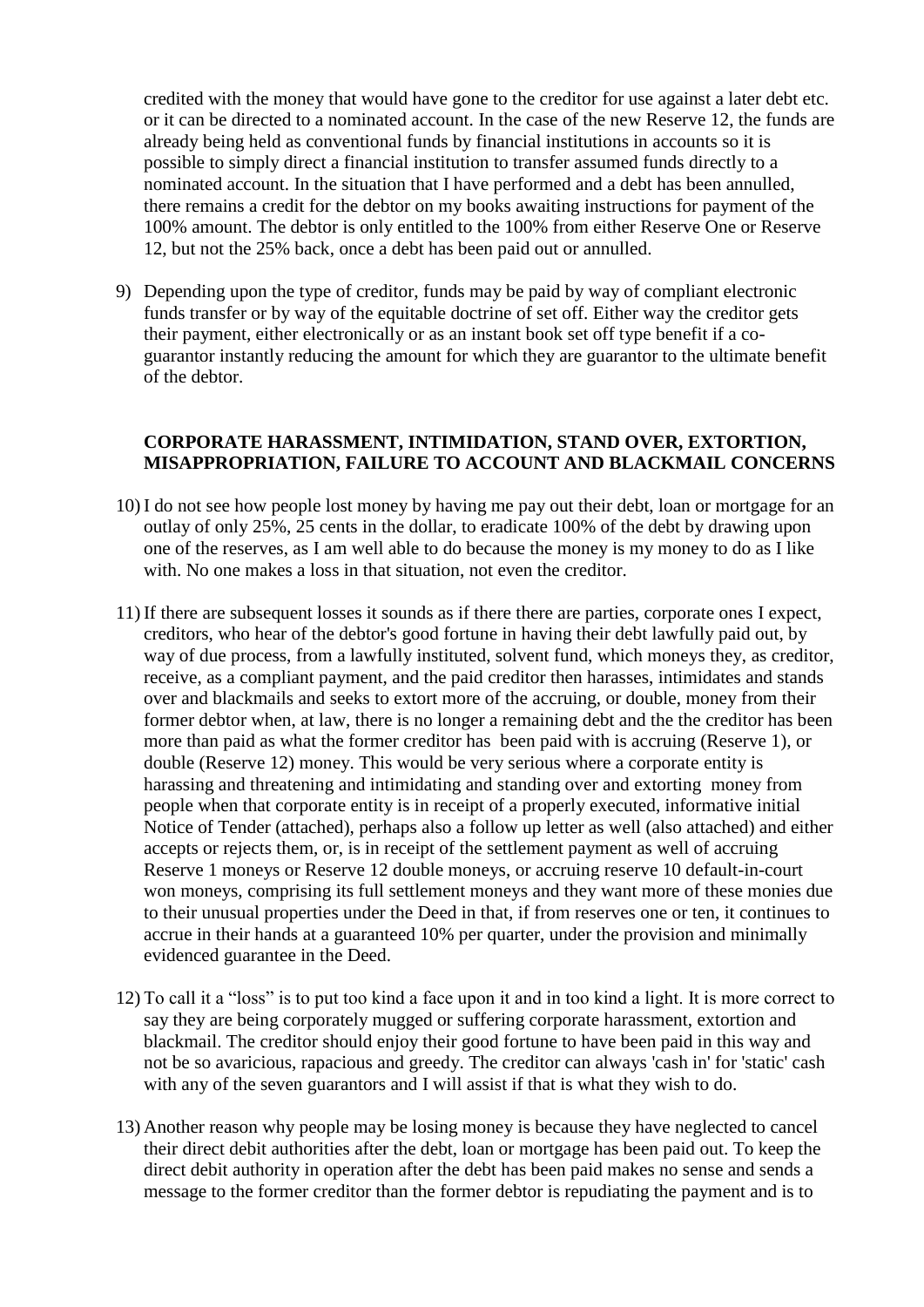credited with the money that would have gone to the creditor for use against a later debt etc. or it can be directed to a nominated account. In the case of the new Reserve 12, the funds are already being held as conventional funds by financial institutions in accounts so it is possible to simply direct a financial institution to transfer assumed funds directly to a nominated account. In the situation that I have performed and a debt has been annulled, there remains a credit for the debtor on my books awaiting instructions for payment of the 100% amount. The debtor is only entitled to the 100% from either Reserve One or Reserve 12, but not the 25% back, once a debt has been paid out or annulled.

9) Depending upon the type of creditor, funds may be paid by way of compliant electronic funds transfer or by way of the equitable doctrine of set off. Either way the creditor gets their payment, either electronically or as an instant book set off type benefit if a co-guarantor instantly reducing the amount for which they are guarantor to the ultimate benefit of the debtor.

**CORPORATE HARASSMENT, INTIMIDATION, STAND OVER, EXTORTION, MISAPPROPRIATION, FAILURE TO ACCOUNT AND BLACKMAIL CONCERNS**

10) I do not see how people lost money by having me pay out their debt, loan or mortgage for an outlay of only 25%, 25 cents in the dollar, to eradicate 100% of the debt by drawing upon one of the reserves, as I am well able to do because the money is my money to do as I like with. No one makes a loss in that situation, not even the creditor.

11) If there are subsequent losses it sounds as if there there are parties, corporate ones I expect, creditors, who hear of the debtor's good fortune in having their debt lawfully paid out, by way of due process, from a lawfully instituted, solvent fund, which moneys they, as creditor, receive, as a compliant payment, and the paid creditor then harasses, intimidates and stands over and blackmails and seeks to extort more of the accruing, or double, money from their former debtor when, at law, there is no longer a remaining debt and the the creditor has been more than paid as what the former creditor has been paid with is accruing (Reserve 1), or double (Reserve 12) money. This would be very serious where a corporate entity is harassing and threatening and intimidating and standing over and extorting money from people when that corporate entity is in receipt of a properly executed, informative initial Notice of Tender (attached), perhaps also a follow up letter as well (also attached) and either accepts or rejects them, or, is in receipt of the settlement payment as well of accruing Reserve 1 moneys or Reserve 12 double moneys, or accruing reserve 10 default-in-court won moneys, comprising its full settlement moneys and they want more of these monies due to their unusual properties under the Deed in that, if from reserves one or ten, it continues to accrue in their hands at a guaranteed 10% per quarter, under the provision and minimally evidenced guarantee in the Deed.

12) To call it a "loss" is to put too kind a face upon it and in too kind a light. It is more correct to say they are being corporately mugged or suffering corporate harassment, extortion and blackmail. The creditor should enjoy their good fortune to have been paid in this way and not be so avaricious, rapacious and greedy. The creditor can always 'cash in' for 'static' cash with any of the seven guarantors and I will assist if that is what they wish to do.

13) Another reason why people may be losing money is because they have neglected to cancel their direct debit authorities after the debt, loan or mortgage has been paid out. To keep the direct debit authority in operation after the debt has been paid makes no sense and sends a message to the former creditor than the former debtor is repudiating the payment and is to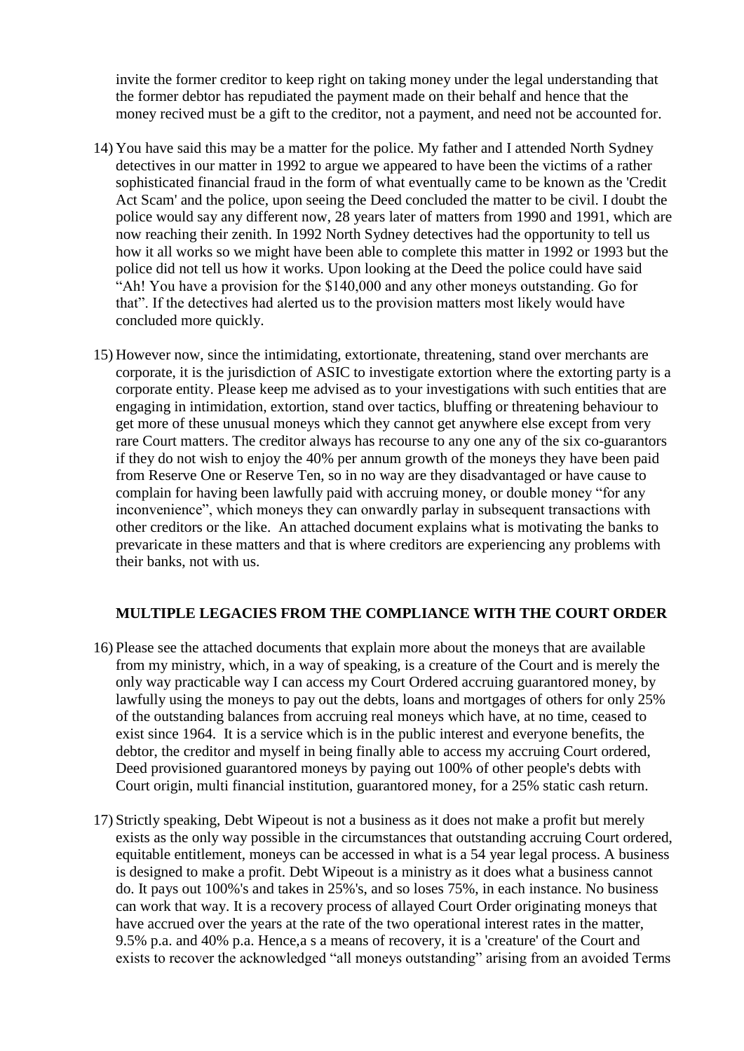invite the former creditor to keep right on taking money under the legal understanding that the former debtor has repudiated the payment made on their behalf and hence that the money recived must be a gift to the creditor, not a payment, and need not be accounted for.

14) You have said this may be a matter for the police. My father and I attended North Sydney detectives in our matter in 1992 to argue we appeared to have been the victims of a rather sophisticated financial fraud in the form of what eventually came to be known as the 'Credit Act Scam' and the police, upon seeing the Deed concluded the matter to be civil. I doubt the police would say any different now, 28 years later of matters from 1990 and 1991, which are now reaching their zenith. In 1992 North Sydney detectives had the opportunity to tell us how it all works so we might have been able to complete this matter in 1992 or 1993 but the police did not tell us how it works. Upon looking at the Deed the police could have said "Ah! You have a provision for the $140,000 and any other moneys outstanding. Go for that". If the detectives had alerted us to the provision matters most likely would have concluded more quickly.

15) However now, since the intimidating, extortionate, threatening, stand over merchants are corporate, it is the jurisdiction of ASIC to investigate extortion where the extorting party is a corporate entity. Please keep me advised as to your investigations with such entities that are engaging in intimidation, extortion, stand over tactics, bluffing or threatening behaviour to get more of these unusual moneys which they cannot get anywhere else except from very rare Court matters. The creditor always has recourse to any one any of the six co-guarantors if they do not wish to enjoy the 40% per annum growth of the moneys they have been paid from Reserve One or Reserve Ten, so in no way are they disadvantaged or have cause to complain for having been lawfully paid with accruing money, or double money "for any inconvenience", which moneys they can onwardly parlay in subsequent transactions with other creditors or the like. An attached document explains what is motivating the banks to prevaricate in these matters and that is where creditors are experiencing any problems with their banks, not with us.

**MULTIPLE LEGACIES FROM THE COMPLIANCE WITH THE COURT ORDER**

16) Please see the attached documents that explain more about the moneys that are available from my ministry, which, in a way of speaking, is a creature of the Court and is merely the only way practicable way I can access my Court Ordered accruing guarantored money, by lawfully using the moneys to pay out the debts, loans and mortgages of others for only 25% of the outstanding balances from accruing real moneys which have, at no time, ceased to exist since 1964. It is a service which is in the public interest and everyone benefits, the debtor, the creditor and myself in being finally able to access my accruing Court ordered, Deed provisioned guarantored moneys by paying out 100% of other people's debts with Court origin, multi financial institution, guarantored money, for a 25% static cash return.

17) Strictly speaking, Debt Wipeout is not a business as it does not make a profit but merely exists as the only way possible in the circumstances that outstanding accruing Court ordered, equitable entitlement, moneys can be accessed in what is a 54 year legal process. A business is designed to make a profit. Debt Wipeout is a ministry as it does what a business cannot do. It pays out 100%'s and takes in 25%'s, and so loses 75%, in each instance. No business can work that way. It is a recovery process of allayed Court Order originating moneys that have accrued over the years at the rate of the two operational interest rates in the matter, 9.5% p.a. and 40% p.a. Hence,a s a means of recovery, it is a 'creature' of the Court and exists to recover the acknowledged "all moneys outstanding" arising from an avoided Terms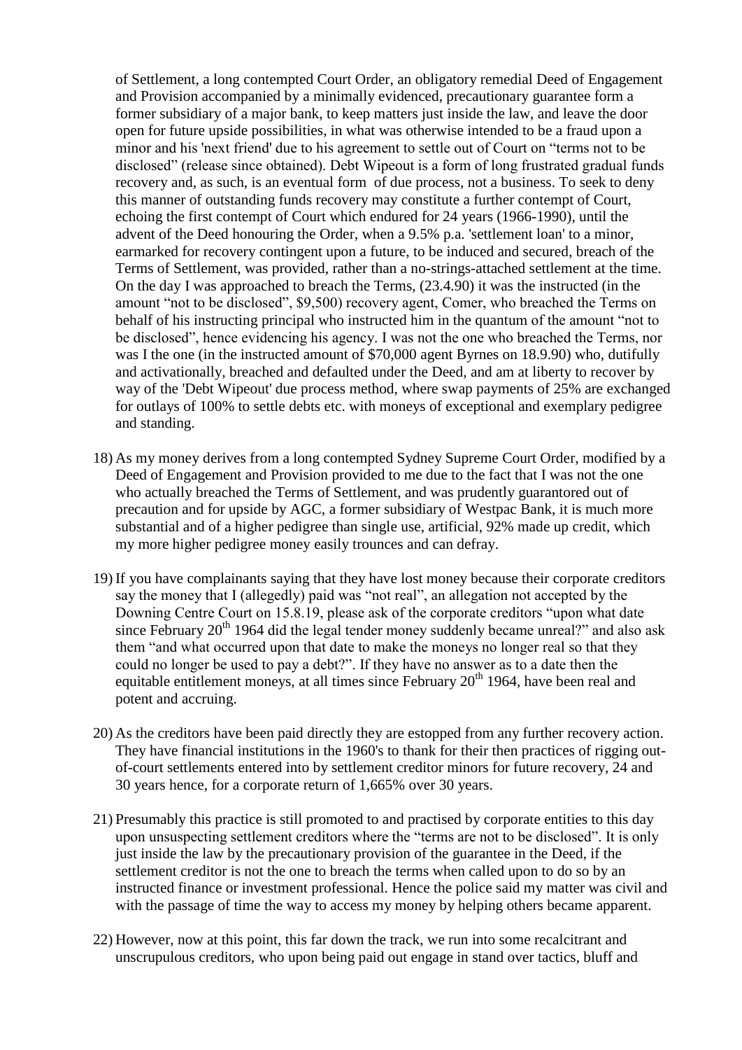of Settlement, a long contempted Court Order, an obligatory remedial Deed of Engagement and Provision accompanied by a minimally evidenced, precautionary guarantee form a former subsidiary of a major bank, to keep matters just inside the law, and leave the door open for future upside possibilities, in what was otherwise intended to be a fraud upon a minor and his 'next friend' due to his agreement to settle out of Court on "terms not to be disclosed" (release since obtained). Debt Wipeout is a form of long frustrated gradual funds recovery and, as such, is an eventual form of due process, not a business. To seek to deny this manner of outstanding funds recovery may constitute a further contempt of Court, echoing the first contempt of Court which endured for 24 years (1966-1990), until the advent of the Deed honouring the Order, when a 9.5% p.a. 'settlement loan' to a minor, earmarked for recovery contingent upon a future, to be induced and secured, breach of the Terms of Settlement, was provided, rather than a no-strings-attached settlement at the time. On the day I was approached to breach the Terms, (23.4.90) it was the instructed (in the amount "not to be disclosed", $9,500) recovery agent, Comer, who breached the Terms on behalf of his instructing principal who instructed him in the quantum of the amount "not to be disclosed", hence evidencing his agency. I was not the one who breached the Terms, nor was I the one (in the instructed amount of $70,000 agent Byrnes on 18.9.90) who, dutifully and activationally, breached and defaulted under the Deed, and am at liberty to recover by way of the 'Debt Wipeout' due process method, where swap payments of 25% are exchanged for outlays of 100% to settle debts etc. with moneys of exceptional and exemplary pedigree and standing.

18) As my money derives from a long contempted Sydney Supreme Court Order, modified by a Deed of Engagement and Provision provided to me due to the fact that I was not the one who actually breached the Terms of Settlement, and was prudently guarantored out of precaution and for upside by AGC, a former subsidiary of Westpac Bank, it is much more substantial and of a higher pedigree than single use, artificial, 92% made up credit, which my more higher pedigree money easily trounces and can defray.

19) If you have complainants saying that they have lost money because their corporate creditors say the money that I (allegedly) paid was "not real", an allegation not accepted by the Downing Centre Court on 15.8.19, please ask of the corporate creditors "upon what date since February 20th 1964 did the legal tender money suddenly became unreal?" and also ask them "and what occurred upon that date to make the moneys no longer real so that they could no longer be used to pay a debt?". If they have no answer as to a date then the equitable entitlement moneys, at all times since February 20th 1964, have been real and potent and accruing.

20) As the creditors have been paid directly they are estopped from any further recovery action. They have financial institutions in the 1960's to thank for their then practices of rigging out-of-court settlements entered into by settlement creditor minors for future recovery, 24 and 30 years hence, for a corporate return of 1,665% over 30 years.

21) Presumably this practice is still promoted to and practised by corporate entities to this day upon unsuspecting settlement creditors where the "terms are not to be disclosed". It is only just inside the law by the precautionary provision of the guarantee in the Deed, if the settlement creditor is not the one to breach the terms when called upon to do so by an instructed finance or investment professional. Hence the police said my matter was civil and with the passage of time the way to access my money by helping others became apparent.

22) However, now at this point, this far down the track, we run into some recalcitrant and unscrupulous creditors, who upon being paid out engage in stand over tactics, bluff and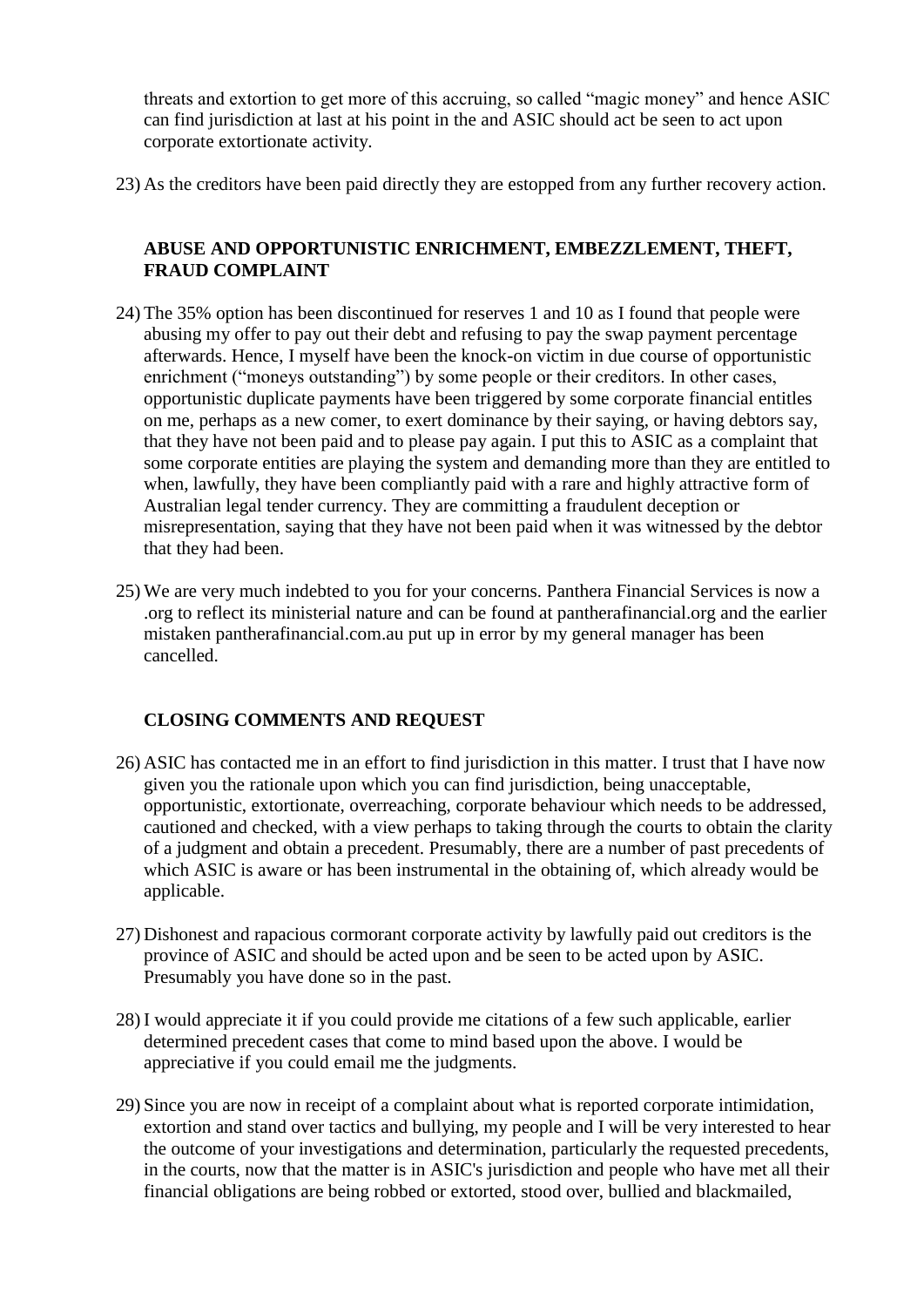threats and extortion to get more of this accruing, so called "magic money" and hence ASIC can find jurisdiction at last at his point in the and ASIC should act be seen to act upon corporate extortionate activity.

23) As the creditors have been paid directly they are estopped from any further recovery action.

### ABUSE AND OPPORTUNISTIC ENRICHMENT, EMBEZZLEMENT, THEFT, FRAUD COMPLAINT

24) The 35% option has been discontinued for reserves 1 and 10 as I found that people were abusing my offer to pay out their debt and refusing to pay the swap payment percentage afterwards. Hence, I myself have been the knock-on victim in due course of opportunistic enrichment ("moneys outstanding") by some people or their creditors. In other cases, opportunistic duplicate payments have been triggered by some corporate financial entitles on me, perhaps as a new comer, to exert dominance by their saying, or having debtors say, that they have not been paid and to please pay again. I put this to ASIC as a complaint that some corporate entities are playing the system and demanding more than they are entitled to when, lawfully, they have been compliantly paid with a rare and highly attractive form of Australian legal tender currency. They are committing a fraudulent deception or misrepresentation, saying that they have not been paid when it was witnessed by the debtor that they had been.

25) We are very much indebted to you for your concerns. Panthera Financial Services is now a .org to reflect its ministerial nature and can be found at pantherafinancial.org and the earlier mistaken pantherafinancial.com.au put up in error by my general manager has been cancelled.

### CLOSING COMMENTS AND REQUEST

26) ASIC has contacted me in an effort to find jurisdiction in this matter. I trust that I have now given you the rationale upon which you can find jurisdiction, being unacceptable, opportunistic, extortionate, overreaching, corporate behaviour which needs to be addressed, cautioned and checked, with a view perhaps to taking through the courts to obtain the clarity of a judgment and obtain a precedent. Presumably, there are a number of past precedents of which ASIC is aware or has been instrumental in the obtaining of, which already would be applicable.

27) Dishonest and rapacious cormorant corporate activity by lawfully paid out creditors is the province of ASIC and should be acted upon and be seen to be acted upon by ASIC. Presumably you have done so in the past.

28) I would appreciate it if you could provide me citations of a few such applicable, earlier determined precedent cases that come to mind based upon the above. I would be appreciative if you could email me the judgments.

29) Since you are now in receipt of a complaint about what is reported corporate intimidation, extortion and stand over tactics and bullying, my people and I will be very interested to hear the outcome of your investigations and determination, particularly the requested precedents, in the courts, now that the matter is in ASIC's jurisdiction and people who have met all their financial obligations are being robbed or extorted, stood over, bullied and blackmailed,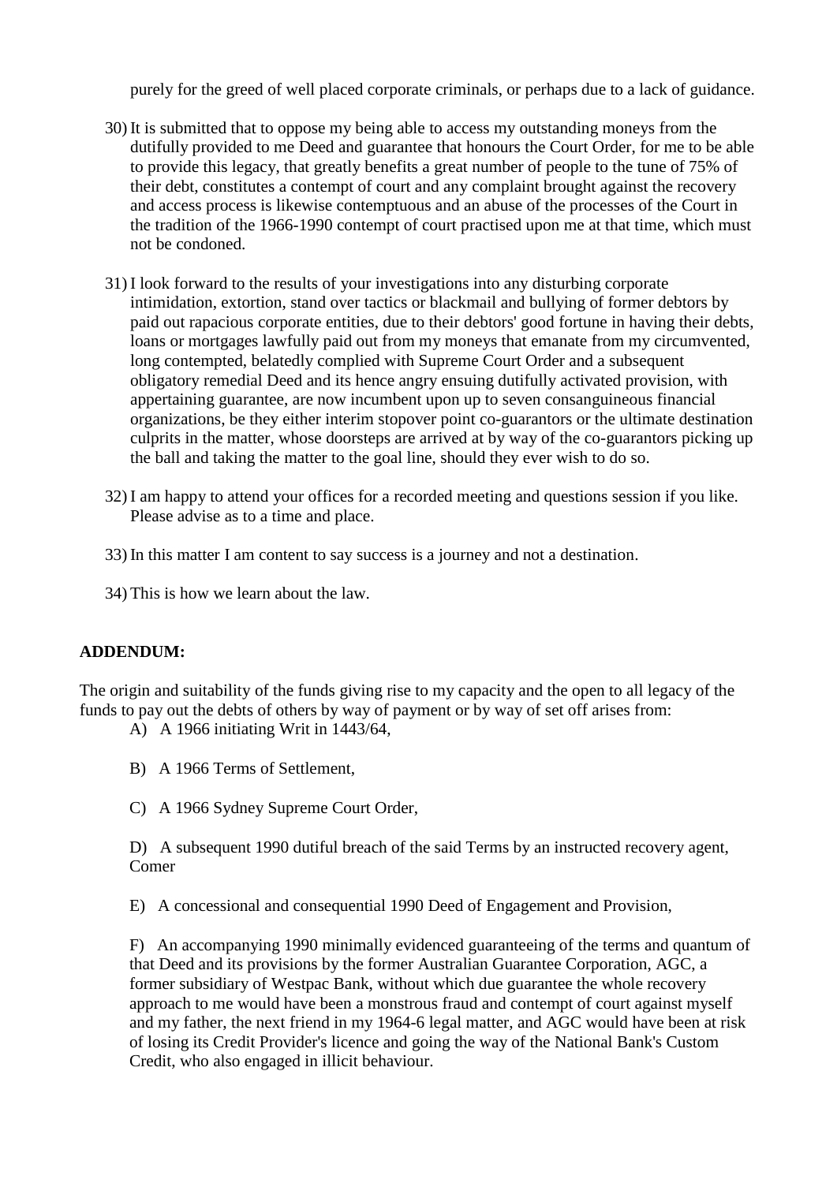purely for the greed of well placed corporate criminals, or perhaps due to a lack of guidance.

30) It is submitted that to oppose my being able to access my outstanding moneys from the dutifully provided to me Deed and guarantee that honours the Court Order, for me to be able to provide this legacy, that greatly benefits a great number of people to the tune of 75% of their debt, constitutes a contempt of court and any complaint brought against the recovery and access process is likewise contemptuous and an abuse of the processes of the Court in the tradition of the 1966-1990 contempt of court practised upon me at that time, which must not be condoned.

31) I look forward to the results of your investigations into any disturbing corporate intimidation, extortion, stand over tactics or blackmail and bullying of former debtors by paid out rapacious corporate entities, due to their debtors' good fortune in having their debts, loans or mortgages lawfully paid out from my moneys that emanate from my circumvented, long contempted, belatedly complied with Supreme Court Order and a subsequent obligatory remedial Deed and its hence angry ensuing dutifully activated provision, with appertaining guarantee, are now incumbent upon up to seven consanguineous financial organizations, be they either interim stopover point co-guarantors or the ultimate destination culprits in the matter, whose doorsteps are arrived at by way of the co-guarantors picking up the ball and taking the matter to the goal line, should they ever wish to do so.

32) I am happy to attend your offices for a recorded meeting and questions session if you like. Please advise as to a time and place.

33) In this matter I am content to say success is a journey and not a destination.

34) This is how we learn about the law.

**ADDENDUM:**

The origin and suitability of the funds giving rise to my capacity and the open to all legacy of the funds to pay out the debts of others by way of payment or by way of set off arises from:

A) A 1966 initiating Writ in 1443/64,

B) A 1966 Terms of Settlement,

C) A 1966 Sydney Supreme Court Order,

D) A subsequent 1990 dutiful breach of the said Terms by an instructed recovery agent, Comer

E) A concessional and consequential 1990 Deed of Engagement and Provision,

F) An accompanying 1990 minimally evidenced guaranteeing of the terms and quantum of that Deed and its provisions by the former Australian Guarantee Corporation, AGC, a former subsidiary of Westpac Bank, without which due guarantee the whole recovery approach to me would have been a monstrous fraud and contempt of court against myself and my father, the next friend in my 1964-6 legal matter, and AGC would have been at risk of losing its Credit Provider's licence and going the way of the National Bank's Custom Credit, who also engaged in illicit behaviour.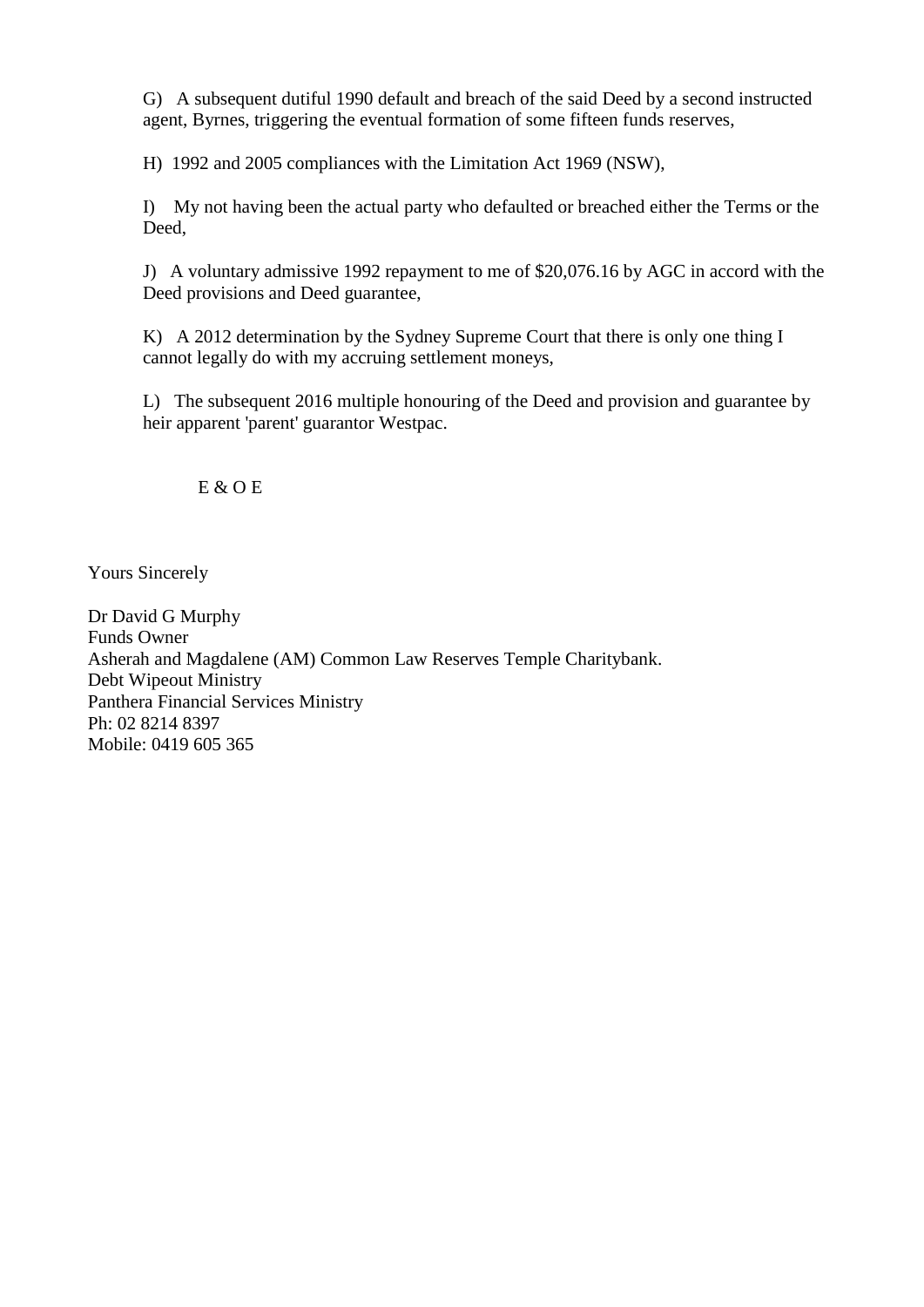G) A subsequent dutiful 1990 default and breach of the said Deed by a second instructed agent, Byrnes, triggering the eventual formation of some fifteen funds reserves,

H) 1992 and 2005 compliances with the Limitation Act 1969 (NSW),

I) My not having been the actual party who defaulted or breached either the Terms or the Deed,

J) A voluntary admissive 1992 repayment to me of $20,076.16 by AGC in accord with the Deed provisions and Deed guarantee,

K) A 2012 determination by the Sydney Supreme Court that there is only one thing I cannot legally do with my accruing settlement moneys,

L) The subsequent 2016 multiple honouring of the Deed and provision and guarantee by heir apparent 'parent' guarantor Westpac.

E & O E

Yours Sincerely

Dr David G Murphy  
Funds Owner  
Asherah and Magdalene (AM) Common Law Reserves Temple Charitybank.  
Debt Wipeout Ministry  
Panthera Financial Services Ministry  
Ph: 02 8214 8397  
Mobile: 0419 605 365